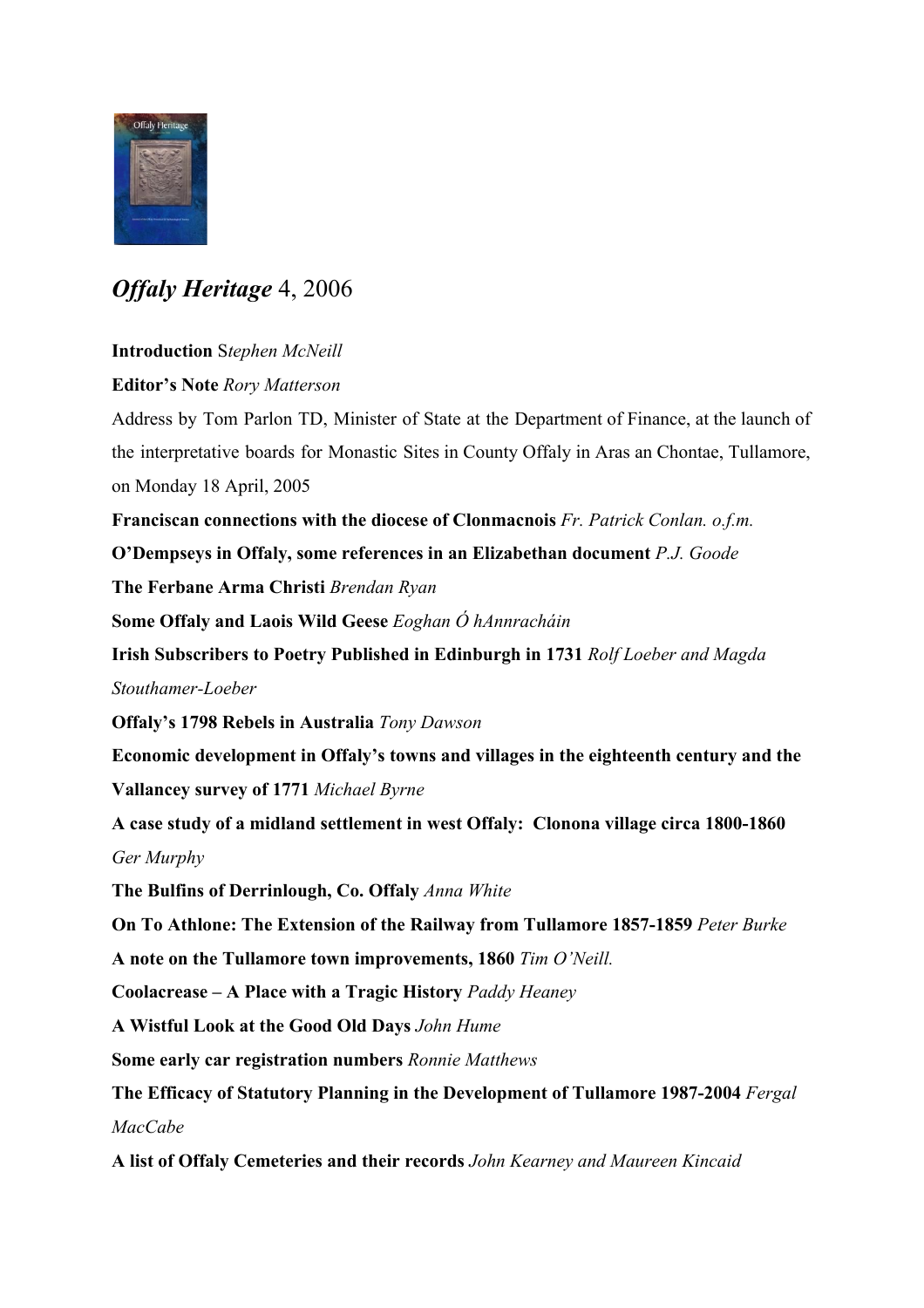## *Offaly Heritage* 4, 2006

**Introduction** *Stephen McNeill*

**Editor's Note** *Rory Matterson*

Address by Tom Parlon TD, Minister of State at the Department of Finance, at the launch of the interpretative boards for Monastic Sites in County Offaly in Aras an Chontae, Tullamore, on Monday 18 April, 2005

**Franciscan connections with the diocese of Clonmacnois** *Fr. Patrick Conlan. o.f.m.*

**O'Dempseys in Offaly, some references in an Elizabethan document** *P.J. Goode*

**The Ferbane Arma Christi** *Brendan Ryan*

**Some Offaly and Laois Wild Geese** *Eoghan Ó hAnnracháin*

**Irish Subscribers to Poetry Published in Edinburgh in 1731** *Rolf Loeber and Magda Stouthamer-Loeber*

**Offaly's 1798 Rebels in Australia** *Tony Dawson*

**Economic development in Offaly's towns and villages in the eighteenth century and the Vallancey survey of 1771** *Michael Byrne*

**A case study of a midland settlement in west Offaly: Clonona village circa 1800-1860** *Ger Murphy*

**The Bulfins of Derrinlough, Co. Offaly** *Anna White*

**On To Athlone: The Extension of the Railway from Tullamore 1857-1859** *Peter Burke*

**A note on the Tullamore town improvements, 1860** *Tim O'Neill.*

**Coolacrease – A Place with a Tragic History** *Paddy Heaney*

**A Wistful Look at the Good Old Days** *John Hume*

**Some early car registration numbers** *Ronnie Matthews*

**The Efficacy of Statutory Planning in the Development of Tullamore 1987-2004** *Fergal MacCabe*

**A list of Offaly Cemeteries and their records** *John Kearney and Maureen Kincaid*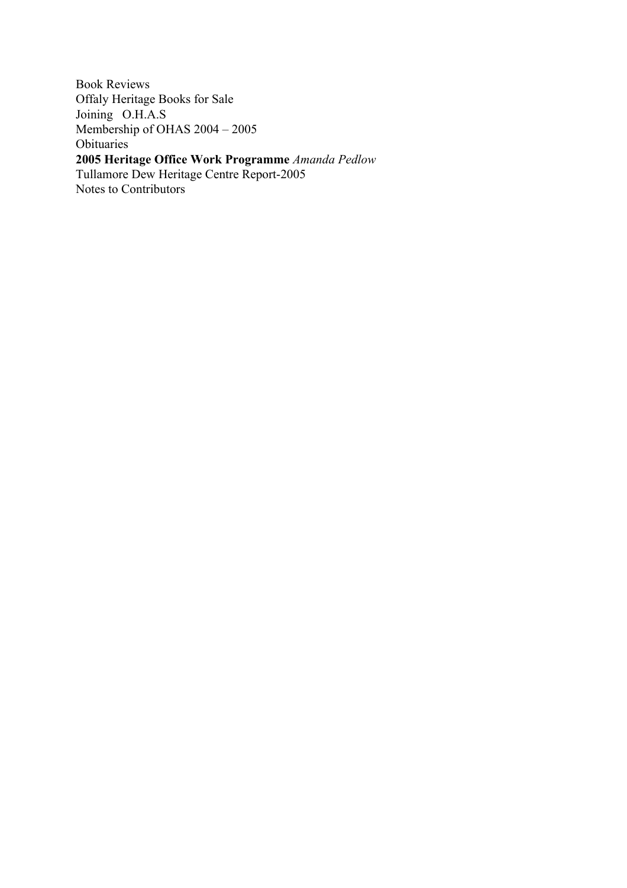Book Reviews
Offaly Heritage Books for Sale
Joining O.H.A.S
Membership of OHAS 2004 – 2005
Obituaries
**2005 Heritage Office Work Programme** *Amanda Pedlow*
Tullamore Dew Heritage Centre Report-2005
Notes to Contributors